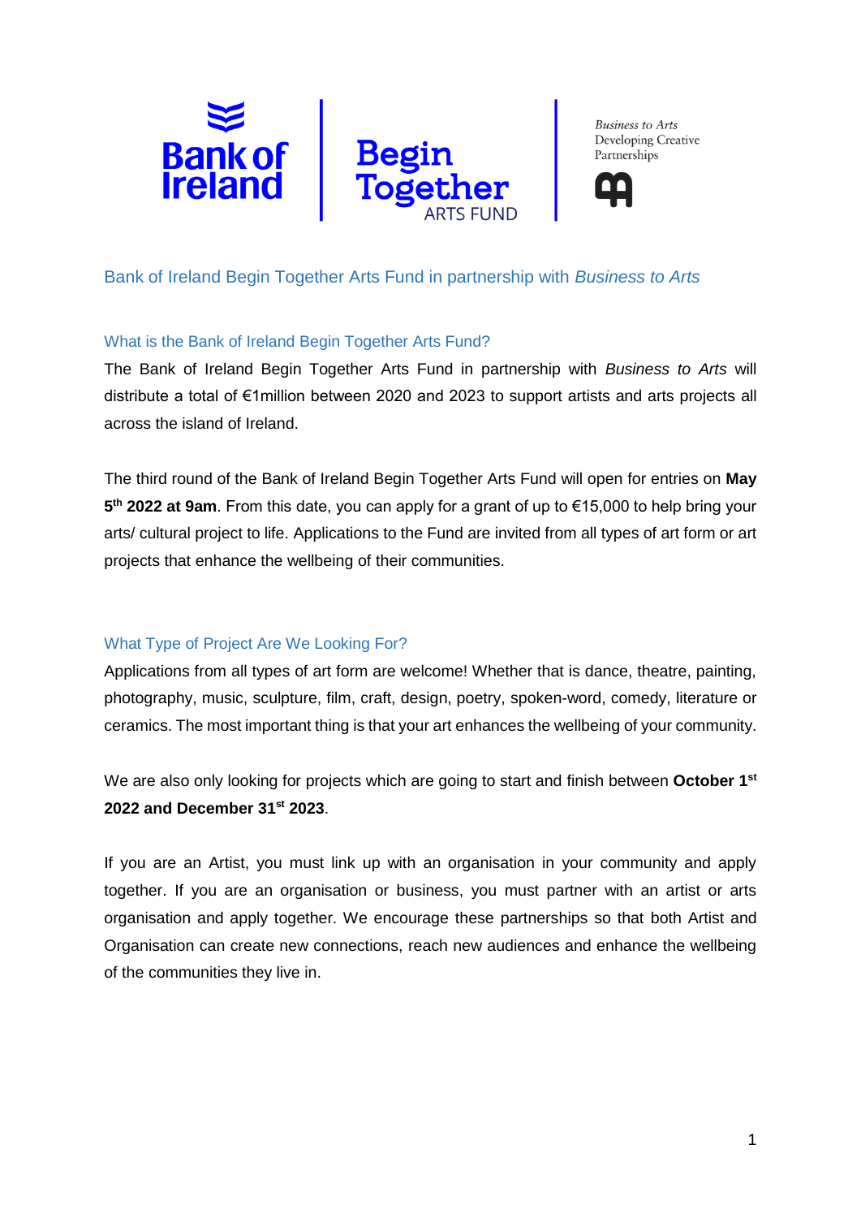# Bank of Ireland Begin Together Arts Fund in partnership with *Business to Arts*

## What is the Bank of Ireland Begin Together Arts Fund?

The Bank of Ireland Begin Together Arts Fund in partnership with *Business to Arts* will distribute a total of €1million between 2020 and 2023 to support artists and arts projects all across the island of Ireland.

The third round of the Bank of Ireland Begin Together Arts Fund will open for entries on **May 5th 2022 at 9am**. From this date, you can apply for a grant of up to €15,000 to help bring your arts/ cultural project to life. Applications to the Fund are invited from all types of art form or art projects that enhance the wellbeing of their communities.

## What Type of Project Are We Looking For?

Applications from all types of art form are welcome! Whether that is dance, theatre, painting, photography, music, sculpture, film, craft, design, poetry, spoken-word, comedy, literature or ceramics. The most important thing is that your art enhances the wellbeing of your community.

We are also only looking for projects which are going to start and finish between **October 1st 2022 and December 31st 2023**.

If you are an Artist, you must link up with an organisation in your community and apply together. If you are an organisation or business, you must partner with an artist or arts organisation and apply together. We encourage these partnerships so that both Artist and Organisation can create new connections, reach new audiences and enhance the wellbeing of the communities they live in.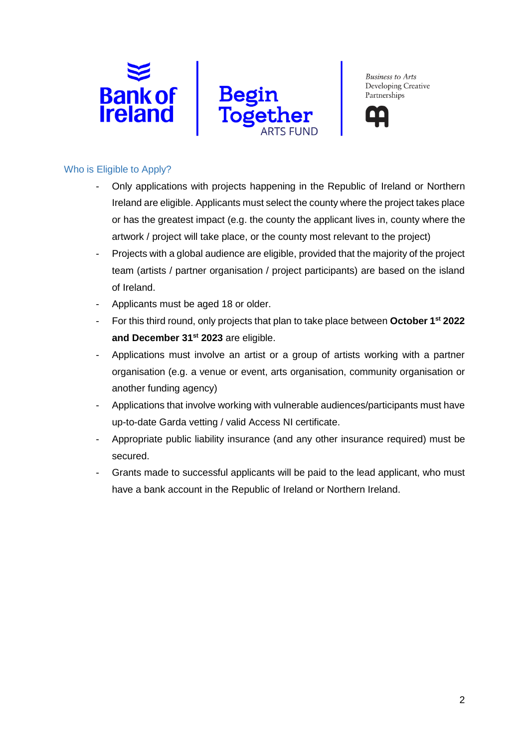## Who is Eligible to Apply?

- Only applications with projects happening in the Republic of Ireland or Northern Ireland are eligible. Applicants must select the county where the project takes place or has the greatest impact (e.g. the county the applicant lives in, county where the artwork / project will take place, or the county most relevant to the project)
- Projects with a global audience are eligible, provided that the majority of the project team (artists / partner organisation / project participants) are based on the island of Ireland.
- Applicants must be aged 18 or older.
- For this third round, only projects that plan to take place between **October 1st 2022 and December 31st 2023** are eligible.
- Applications must involve an artist or a group of artists working with a partner organisation (e.g. a venue or event, arts organisation, community organisation or another funding agency)
- Applications that involve working with vulnerable audiences/participants must have up-to-date Garda vetting / valid Access NI certificate.
- Appropriate public liability insurance (and any other insurance required) must be secured.
- Grants made to successful applicants will be paid to the lead applicant, who must have a bank account in the Republic of Ireland or Northern Ireland.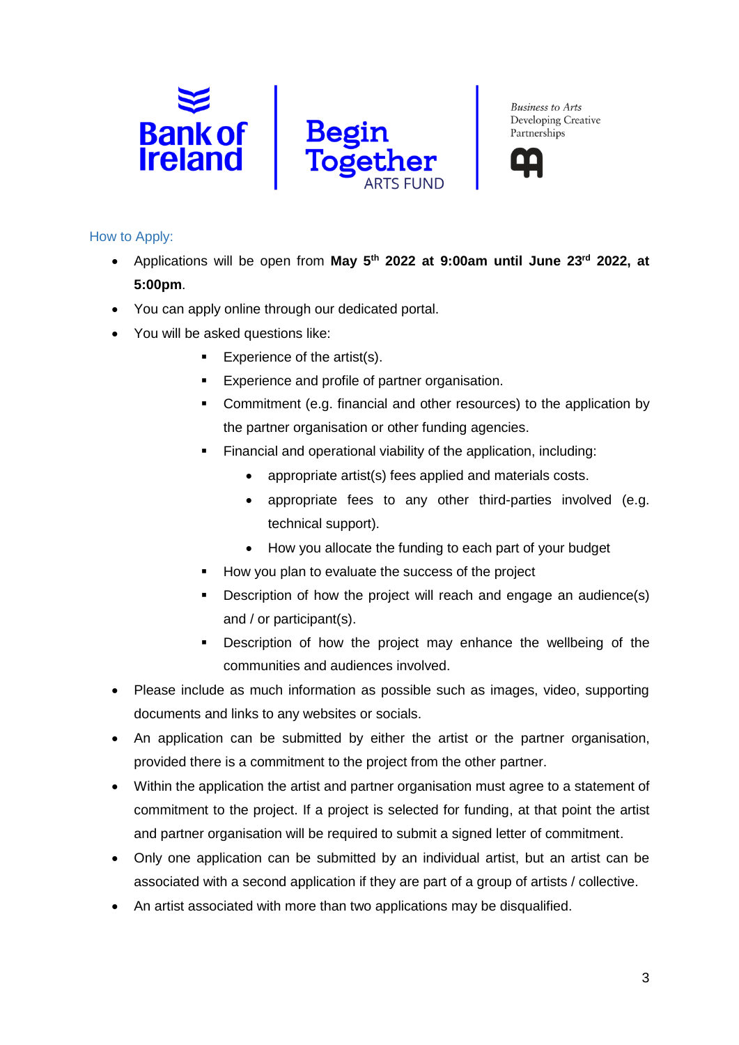## How to Apply:

- Applications will be open from **May 5th 2022 at 9:00am until June 23rd 2022, at 5:00pm**.
- You can apply online through our dedicated portal.
- You will be asked questions like:
  - Experience of the artist(s).
  - Experience and profile of partner organisation.
  - Commitment (e.g. financial and other resources) to the application by the partner organisation or other funding agencies.
  - Financial and operational viability of the application, including:
    - appropriate artist(s) fees applied and materials costs.
    - appropriate fees to any other third-parties involved (e.g. technical support).
    - How you allocate the funding to each part of your budget
  - How you plan to evaluate the success of the project
  - Description of how the project will reach and engage an audience(s) and / or participant(s).
  - Description of how the project may enhance the wellbeing of the communities and audiences involved.
- Please include as much information as possible such as images, video, supporting documents and links to any websites or socials.
- An application can be submitted by either the artist or the partner organisation, provided there is a commitment to the project from the other partner.
- Within the application the artist and partner organisation must agree to a statement of commitment to the project. If a project is selected for funding, at that point the artist and partner organisation will be required to submit a signed letter of commitment.
- Only one application can be submitted by an individual artist, but an artist can be associated with a second application if they are part of a group of artists / collective.
- An artist associated with more than two applications may be disqualified.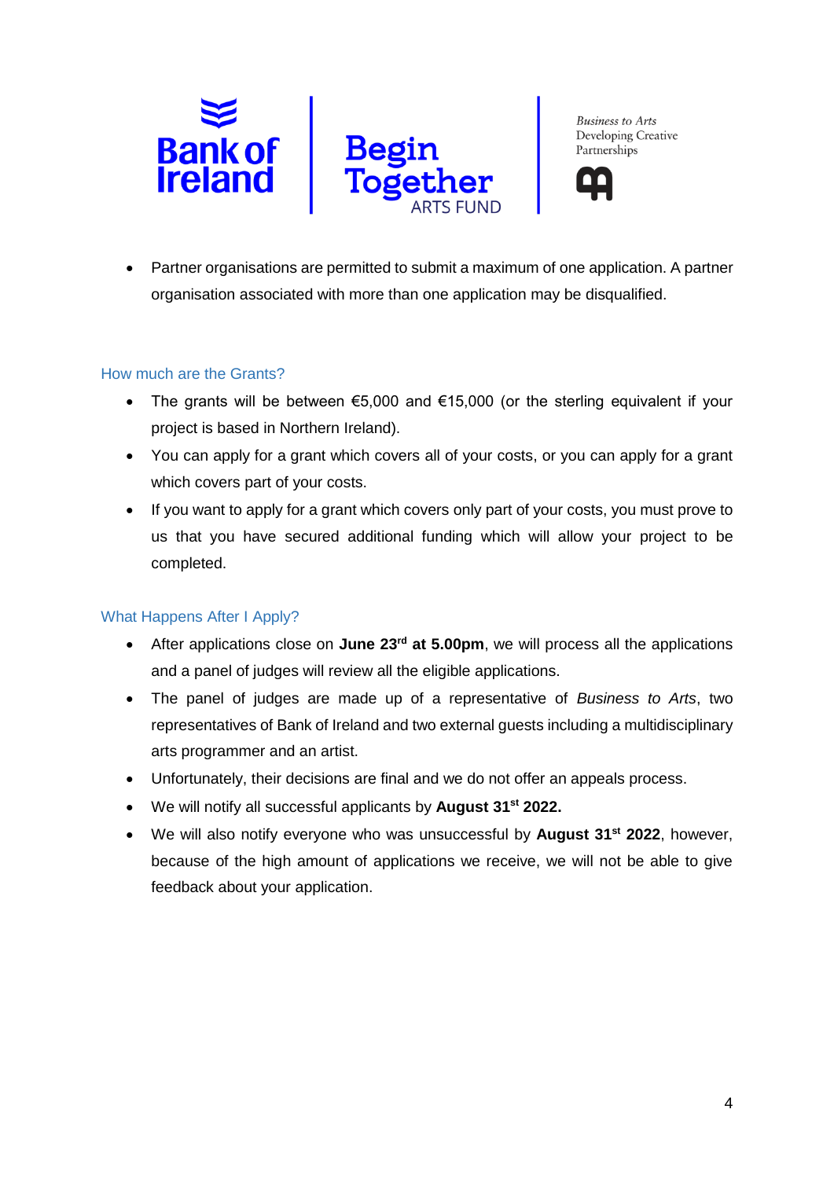- Partner organisations are permitted to submit a maximum of one application. A partner organisation associated with more than one application may be disqualified.

## How much are the Grants?

- The grants will be between €5,000 and €15,000 (or the sterling equivalent if your project is based in Northern Ireland).
- You can apply for a grant which covers all of your costs, or you can apply for a grant which covers part of your costs.
- If you want to apply for a grant which covers only part of your costs, you must prove to us that you have secured additional funding which will allow your project to be completed.

## What Happens After I Apply?

- After applications close on **June 23rd at 5.00pm**, we will process all the applications and a panel of judges will review all the eligible applications.
- The panel of judges are made up of a representative of *Business to Arts*, two representatives of Bank of Ireland and two external guests including a multidisciplinary arts programmer and an artist.
- Unfortunately, their decisions are final and we do not offer an appeals process.
- We will notify all successful applicants by **August 31st 2022.**
- We will also notify everyone who was unsuccessful by **August 31st 2022**, however, because of the high amount of applications we receive, we will not be able to give feedback about your application.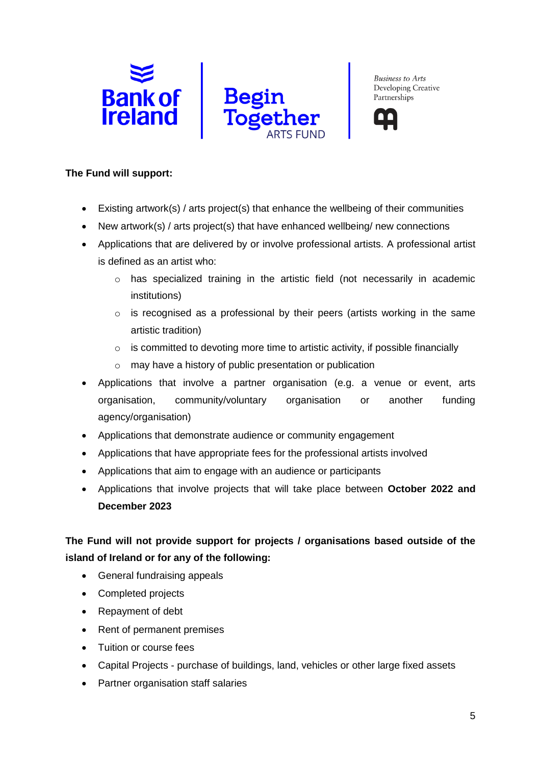**The Fund will support:**

- Existing artwork(s) / arts project(s) that enhance the wellbeing of their communities
- New artwork(s) / arts project(s) that have enhanced wellbeing/ new connections
- Applications that are delivered by or involve professional artists. A professional artist is defined as an artist who:
  - has specialized training in the artistic field (not necessarily in academic institutions)
  - is recognised as a professional by their peers (artists working in the same artistic tradition)
  - is committed to devoting more time to artistic activity, if possible financially
  - may have a history of public presentation or publication
- Applications that involve a partner organisation (e.g. a venue or event, arts organisation, community/voluntary organisation or another funding agency/organisation)
- Applications that demonstrate audience or community engagement
- Applications that have appropriate fees for the professional artists involved
- Applications that aim to engage with an audience or participants
- Applications that involve projects that will take place between **October 2022 and December 2023**

**The Fund will not provide support for projects / organisations based outside of the island of Ireland or for any of the following:**

- General fundraising appeals
- Completed projects
- Repayment of debt
- Rent of permanent premises
- Tuition or course fees
- Capital Projects - purchase of buildings, land, vehicles or other large fixed assets
- Partner organisation staff salaries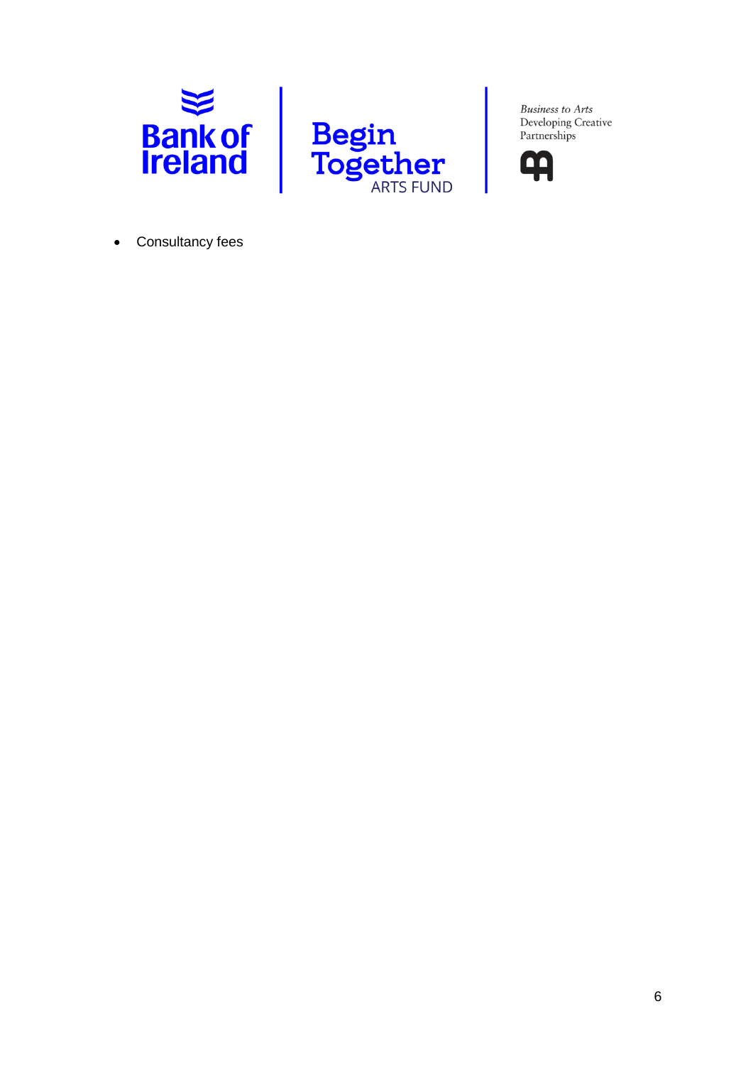- Consultancy fees